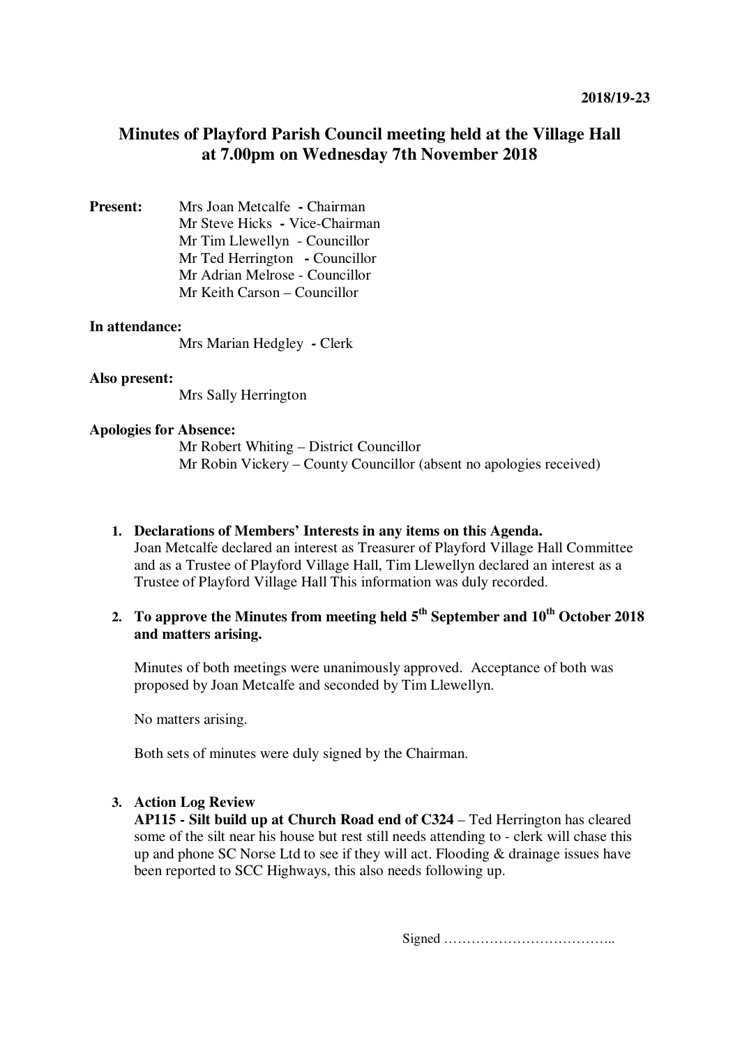2018/19-23

# Minutes of Playford Parish Council meeting held at the Village Hall at 7.00pm on Wednesday 7th November 2018

**Present:**
Mrs Joan Metcalfe - Chairman
Mr Steve Hicks - Vice-Chairman
Mr Tim Llewellyn - Councillor
Mr Ted Herrington - Councillor
Mr Adrian Melrose - Councillor
Mr Keith Carson – Councillor

**In attendance:**
Mrs Marian Hedgley - Clerk

**Also present:**
Mrs Sally Herrington

**Apologies for Absence:**
Mr Robert Whiting – District Councillor
Mr Robin Vickery – County Councillor (absent no apologies received)

1. **Declarations of Members' Interests in any items on this Agenda.**
   Joan Metcalfe declared an interest as Treasurer of Playford Village Hall Committee and as a Trustee of Playford Village Hall, Tim Llewellyn declared an interest as a Trustee of Playford Village Hall This information was duly recorded.

2. **To approve the Minutes from meeting held 5th September and 10th October 2018 and matters arising.**

   Minutes of both meetings were unanimously approved. Acceptance of both was proposed by Joan Metcalfe and seconded by Tim Llewellyn.

   No matters arising.

   Both sets of minutes were duly signed by the Chairman.

3. **Action Log Review**
   **AP115 - Silt build up at Church Road end of C324** – Ted Herrington has cleared some of the silt near his house but rest still needs attending to - clerk will chase this up and phone SC Norse Ltd to see if they will act. Flooding & drainage issues have been reported to SCC Highways, this also needs following up.

Signed ………………………………..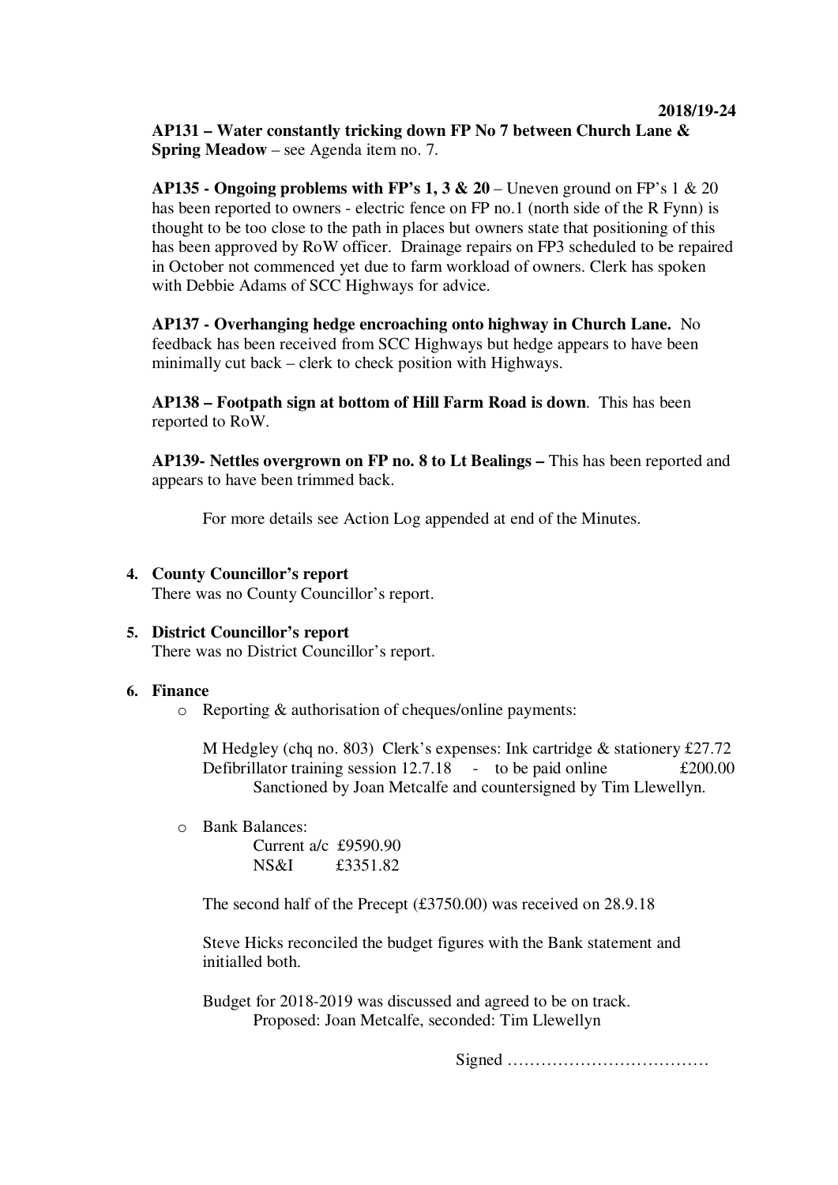**AP131 – Water constantly tricking down FP No 7 between Church Lane & Spring Meadow** – see Agenda item no. 7.

**AP135 - Ongoing problems with FP's 1, 3 & 20** – Uneven ground on FP's 1 & 20 has been reported to owners - electric fence on FP no.1 (north side of the R Fynn) is thought to be too close to the path in places but owners state that positioning of this has been approved by RoW officer. Drainage repairs on FP3 scheduled to be repaired in October not commenced yet due to farm workload of owners. Clerk has spoken with Debbie Adams of SCC Highways for advice.

**AP137 - Overhanging hedge encroaching onto highway in Church Lane.** No feedback has been received from SCC Highways but hedge appears to have been minimally cut back – clerk to check position with Highways.

**AP138 – Footpath sign at bottom of Hill Farm Road is down**. This has been reported to RoW.

**AP139- Nettles overgrown on FP no. 8 to Lt Bealings –** This has been reported and appears to have been trimmed back.

For more details see Action Log appended at end of the Minutes.

4. **County Councillor's report**
   There was no County Councillor's report.

5. **District Councillor's report**
   There was no District Councillor's report.

6. **Finance**
   - Reporting & authorisation of cheques/online payments:

     M Hedgley (chq no. 803) Clerk's expenses: Ink cartridge & stationery £27.72
     Defibrillator training session 12.7.18 - to be paid online £200.00
     Sanctioned by Joan Metcalfe and countersigned by Tim Llewellyn.

   - Bank Balances:
     Current a/c £9590.90
     NS&I £3351.82

     The second half of the Precept (£3750.00) was received on 28.9.18

     Steve Hicks reconciled the budget figures with the Bank statement and initialled both.

     Budget for 2018-2019 was discussed and agreed to be on track.
     Proposed: Joan Metcalfe, seconded: Tim Llewellyn

Signed ………………………………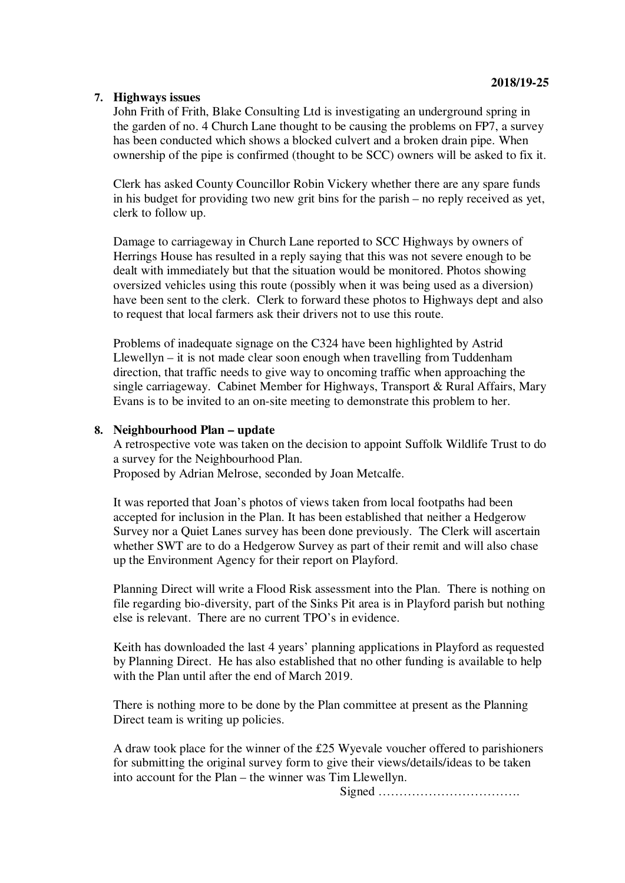## 7. Highways issues

John Frith of Frith, Blake Consulting Ltd is investigating an underground spring in the garden of no. 4 Church Lane thought to be causing the problems on FP7, a survey has been conducted which shows a blocked culvert and a broken drain pipe. When ownership of the pipe is confirmed (thought to be SCC) owners will be asked to fix it.

Clerk has asked County Councillor Robin Vickery whether there are any spare funds in his budget for providing two new grit bins for the parish – no reply received as yet, clerk to follow up.

Damage to carriageway in Church Lane reported to SCC Highways by owners of Herrings House has resulted in a reply saying that this was not severe enough to be dealt with immediately but that the situation would be monitored. Photos showing oversized vehicles using this route (possibly when it was being used as a diversion) have been sent to the clerk. Clerk to forward these photos to Highways dept and also to request that local farmers ask their drivers not to use this route.

Problems of inadequate signage on the C324 have been highlighted by Astrid Llewellyn – it is not made clear soon enough when travelling from Tuddenham direction, that traffic needs to give way to oncoming traffic when approaching the single carriageway. Cabinet Member for Highways, Transport & Rural Affairs, Mary Evans is to be invited to an on-site meeting to demonstrate this problem to her.

## 8. Neighbourhood Plan – update

A retrospective vote was taken on the decision to appoint Suffolk Wildlife Trust to do a survey for the Neighbourhood Plan.
Proposed by Adrian Melrose, seconded by Joan Metcalfe.

It was reported that Joan's photos of views taken from local footpaths had been accepted for inclusion in the Plan. It has been established that neither a Hedgerow Survey nor a Quiet Lanes survey has been done previously. The Clerk will ascertain whether SWT are to do a Hedgerow Survey as part of their remit and will also chase up the Environment Agency for their report on Playford.

Planning Direct will write a Flood Risk assessment into the Plan. There is nothing on file regarding bio-diversity, part of the Sinks Pit area is in Playford parish but nothing else is relevant. There are no current TPO's in evidence.

Keith has downloaded the last 4 years' planning applications in Playford as requested by Planning Direct. He has also established that no other funding is available to help with the Plan until after the end of March 2019.

There is nothing more to be done by the Plan committee at present as the Planning Direct team is writing up policies.

A draw took place for the winner of the £25 Wyevale voucher offered to parishioners for submitting the original survey form to give their views/details/ideas to be taken into account for the Plan – the winner was Tim Llewellyn.

Signed …………………………….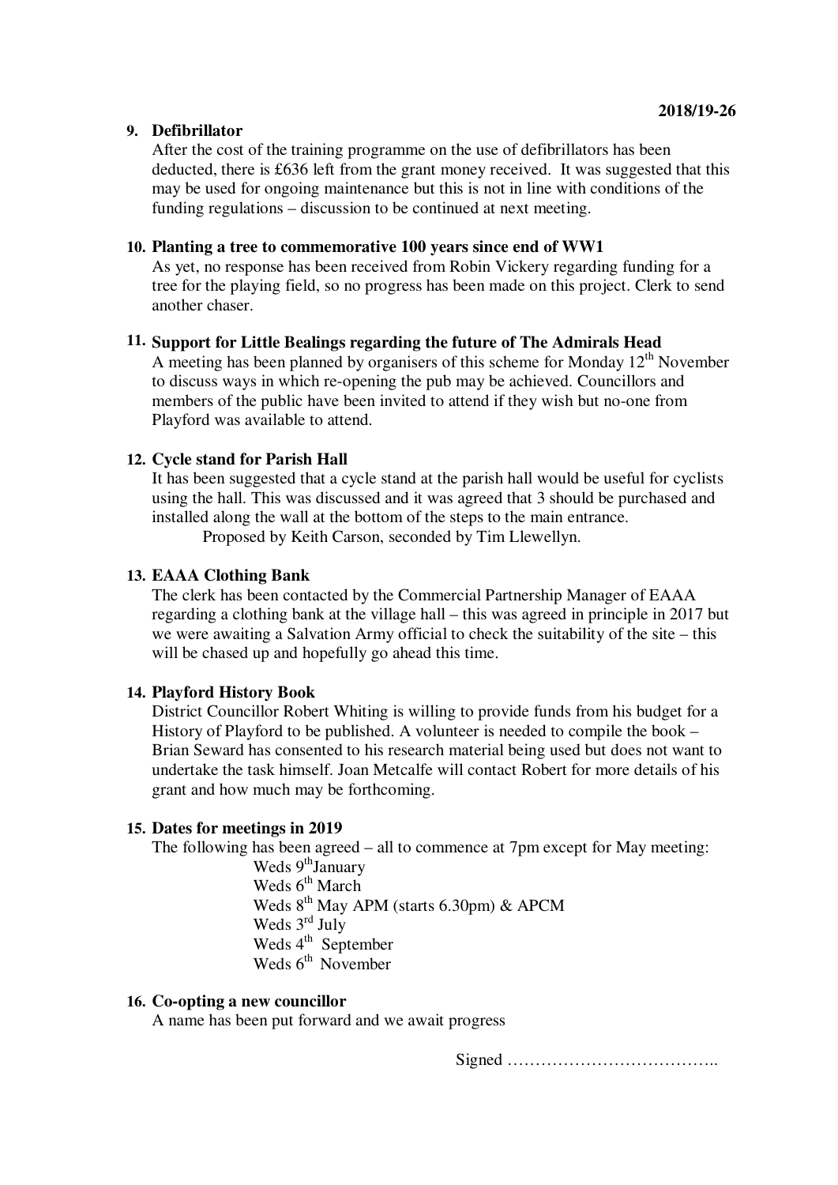2018/19-26

**9. Defibrillator**

After the cost of the training programme on the use of defibrillators has been deducted, there is £636 left from the grant money received. It was suggested that this may be used for ongoing maintenance but this is not in line with conditions of the funding regulations – discussion to be continued at next meeting.

**10. Planting a tree to commemorative 100 years since end of WW1**

As yet, no response has been received from Robin Vickery regarding funding for a tree for the playing field, so no progress has been made on this project. Clerk to send another chaser.

**11. Support for Little Bealings regarding the future of The Admirals Head**

A meeting has been planned by organisers of this scheme for Monday 12th November to discuss ways in which re-opening the pub may be achieved. Councillors and members of the public have been invited to attend if they wish but no-one from Playford was available to attend.

**12. Cycle stand for Parish Hall**

It has been suggested that a cycle stand at the parish hall would be useful for cyclists using the hall. This was discussed and it was agreed that 3 should be purchased and installed along the wall at the bottom of the steps to the main entrance.

Proposed by Keith Carson, seconded by Tim Llewellyn.

**13. EAAA Clothing Bank**

The clerk has been contacted by the Commercial Partnership Manager of EAAA regarding a clothing bank at the village hall – this was agreed in principle in 2017 but we were awaiting a Salvation Army official to check the suitability of the site – this will be chased up and hopefully go ahead this time.

**14. Playford History Book**

District Councillor Robert Whiting is willing to provide funds from his budget for a History of Playford to be published. A volunteer is needed to compile the book – Brian Seward has consented to his research material being used but does not want to undertake the task himself. Joan Metcalfe will contact Robert for more details of his grant and how much may be forthcoming.

**15. Dates for meetings in 2019**

The following has been agreed – all to commence at 7pm except for May meeting:

- Weds 9th January
- Weds 6th March
- Weds 8th May APM (starts 6.30pm) & APCM
- Weds 3rd July
- Weds 4th September
- Weds 6th November

**16. Co-opting a new councillor**

A name has been put forward and we await progress

Signed ………………………………..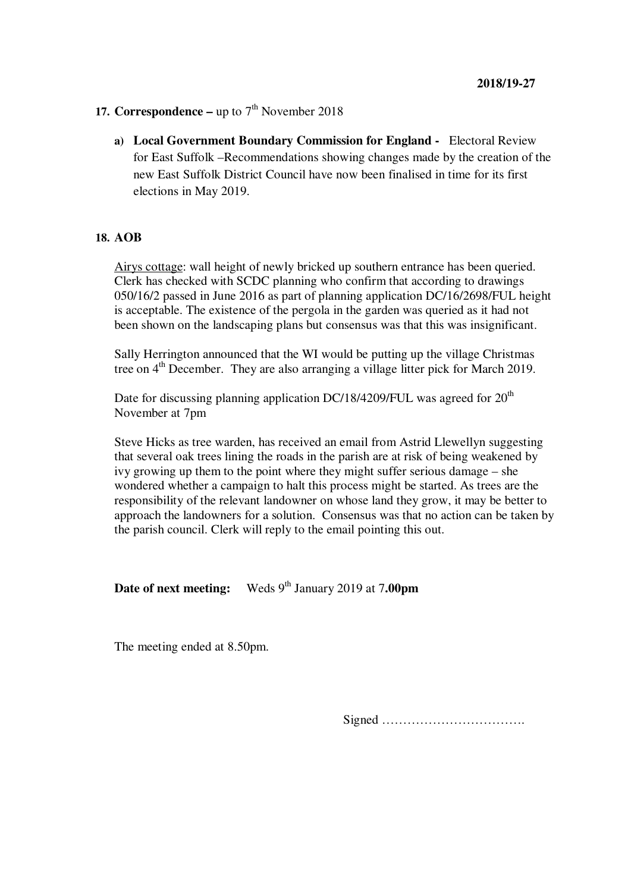2018/19-27

**17. Correspondence –** up to 7th November 2018

a) **Local Government Boundary Commission for England -** Electoral Review for East Suffolk –Recommendations showing changes made by the creation of the new East Suffolk District Council have now been finalised in time for its first elections in May 2019.

**18. AOB**

Airys cottage: wall height of newly bricked up southern entrance has been queried. Clerk has checked with SCDC planning who confirm that according to drawings 050/16/2 passed in June 2016 as part of planning application DC/16/2698/FUL height is acceptable. The existence of the pergola in the garden was queried as it had not been shown on the landscaping plans but consensus was that this was insignificant.

Sally Herrington announced that the WI would be putting up the village Christmas tree on 4th December. They are also arranging a village litter pick for March 2019.

Date for discussing planning application DC/18/4209/FUL was agreed for 20th November at 7pm

Steve Hicks as tree warden, has received an email from Astrid Llewellyn suggesting that several oak trees lining the roads in the parish are at risk of being weakened by ivy growing up them to the point where they might suffer serious damage – she wondered whether a campaign to halt this process might be started. As trees are the responsibility of the relevant landowner on whose land they grow, it may be better to approach the landowners for a solution. Consensus was that no action can be taken by the parish council. Clerk will reply to the email pointing this out.

**Date of next meeting:** Weds 9th January 2019 at 7**.00pm**

The meeting ended at 8.50pm.

Signed …………………………….